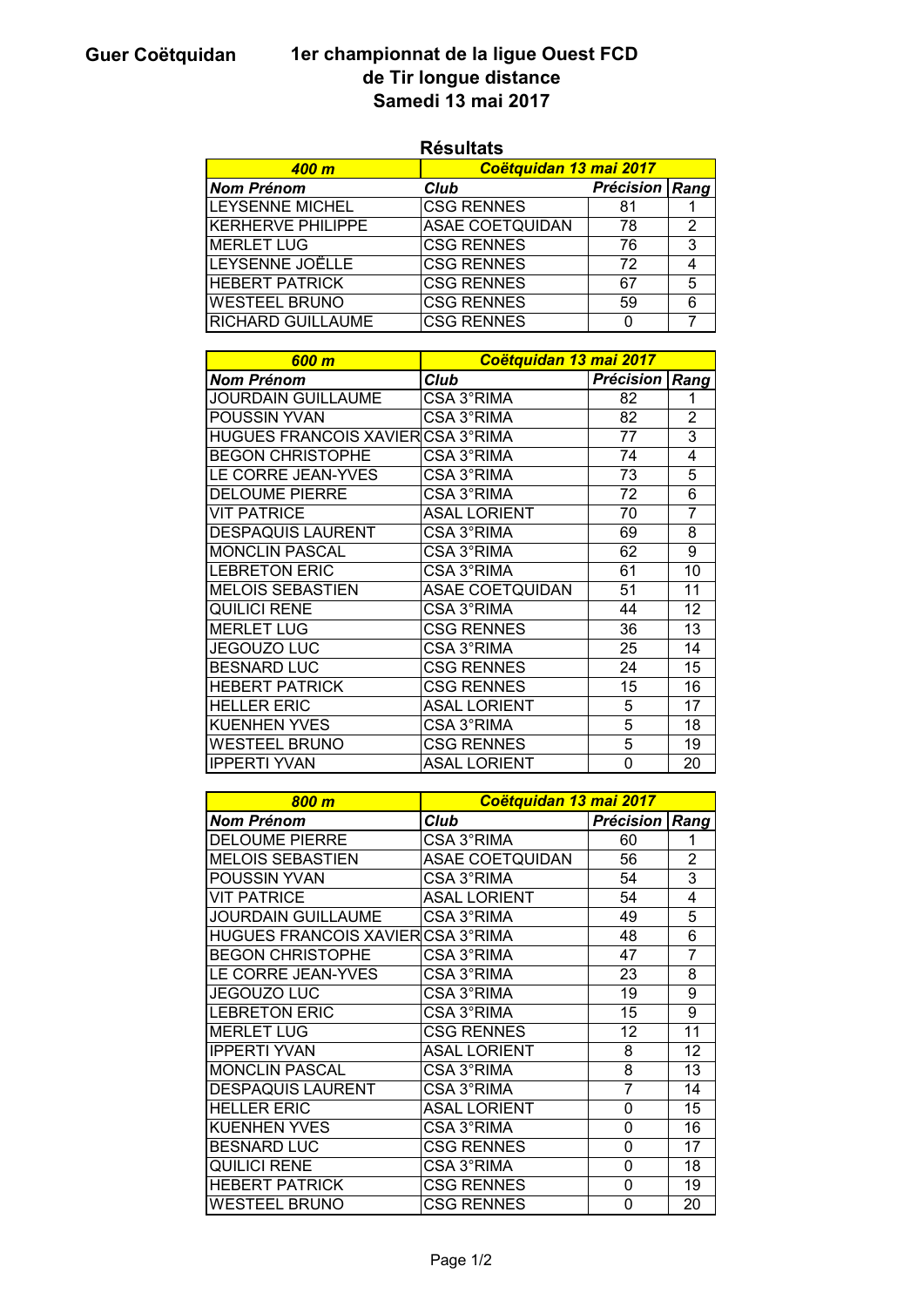**Guer Coëtquidan**

# 1er championnat de la ligue Ouest FCD de Tir longue distance Samedi 13 mai 2017

## Résultats

| 400 m | Coëtquidan 13 mai 2017 | | |
|---|---|---|---|
| **Nom Prénom** | **Club** | **Précision** | **Rang** |
| LEYSENNE MICHEL | CSG RENNES | 81 | 1 |
| KERHERVE PHILIPPE | ASAE COETQUIDAN | 78 | 2 |
| MERLET LUG | CSG RENNES | 76 | 3 |
| LEYSENNE JOËLLE | CSG RENNES | 72 | 4 |
| HEBERT PATRICK | CSG RENNES | 67 | 5 |
| WESTEEL BRUNO | CSG RENNES | 59 | 6 |
| RICHARD GUILLAUME | CSG RENNES | 0 | 7 |

| 600 m | Coëtquidan 13 mai 2017 | | |
|---|---|---|---|
| **Nom Prénom** | **Club** | **Précision** | **Rang** |
| JOURDAIN GUILLAUME | CSA 3°RIMA | 82 | 1 |
| POUSSIN YVAN | CSA 3°RIMA | 82 | 2 |
| HUGUES FRANCOIS XAVIER | CSA 3°RIMA | 77 | 3 |
| BEGON CHRISTOPHE | CSA 3°RIMA | 74 | 4 |
| LE CORRE JEAN-YVES | CSA 3°RIMA | 73 | 5 |
| DELOUME PIERRE | CSA 3°RIMA | 72 | 6 |
| VIT PATRICE | ASAL LORIENT | 70 | 7 |
| DESPAQUIS LAURENT | CSA 3°RIMA | 69 | 8 |
| MONCLIN PASCAL | CSA 3°RIMA | 62 | 9 |
| LEBRETON ERIC | CSA 3°RIMA | 61 | 10 |
| MELOIS SEBASTIEN | ASAE COETQUIDAN | 51 | 11 |
| QUILICI RENE | CSA 3°RIMA | 44 | 12 |
| MERLET LUG | CSG RENNES | 36 | 13 |
| JEGOUZO LUC | CSA 3°RIMA | 25 | 14 |
| BESNARD LUC | CSG RENNES | 24 | 15 |
| HEBERT PATRICK | CSG RENNES | 15 | 16 |
| HELLER ERIC | ASAL LORIENT | 5 | 17 |
| KUENHEN YVES | CSA 3°RIMA | 5 | 18 |
| WESTEEL BRUNO | CSG RENNES | 5 | 19 |
| IPPERTI YVAN | ASAL LORIENT | 0 | 20 |

| 800 m | Coëtquidan 13 mai 2017 | | |
|---|---|---|---|
| **Nom Prénom** | **Club** | **Précision** | **Rang** |
| DELOUME PIERRE | CSA 3°RIMA | 60 | 1 |
| MELOIS SEBASTIEN | ASAE COETQUIDAN | 56 | 2 |
| POUSSIN YVAN | CSA 3°RIMA | 54 | 3 |
| VIT PATRICE | ASAL LORIENT | 54 | 4 |
| JOURDAIN GUILLAUME | CSA 3°RIMA | 49 | 5 |
| HUGUES FRANCOIS XAVIER | CSA 3°RIMA | 48 | 6 |
| BEGON CHRISTOPHE | CSA 3°RIMA | 47 | 7 |
| LE CORRE JEAN-YVES | CSA 3°RIMA | 23 | 8 |
| JEGOUZO LUC | CSA 3°RIMA | 19 | 9 |
| LEBRETON ERIC | CSA 3°RIMA | 15 | 9 |
| MERLET LUG | CSG RENNES | 12 | 11 |
| IPPERTI YVAN | ASAL LORIENT | 8 | 12 |
| MONCLIN PASCAL | CSA 3°RIMA | 8 | 13 |
| DESPAQUIS LAURENT | CSA 3°RIMA | 7 | 14 |
| HELLER ERIC | ASAL LORIENT | 0 | 15 |
| KUENHEN YVES | CSA 3°RIMA | 0 | 16 |
| BESNARD LUC | CSG RENNES | 0 | 17 |
| QUILICI RENE | CSA 3°RIMA | 0 | 18 |
| HEBERT PATRICK | CSG RENNES | 0 | 19 |
| WESTEEL BRUNO | CSG RENNES | 0 | 20 |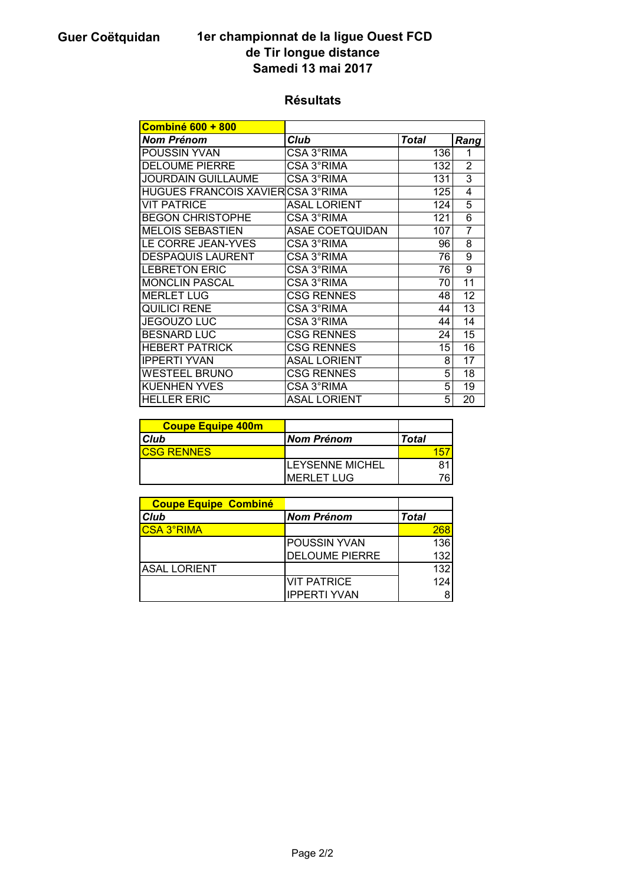**Guer Coëtquidan**

# 1er championnat de la ligue Ouest FCD de Tir longue distance Samedi 13 mai 2017

## Résultats

| **Combiné 600 + 800** | | | |
| --- | --- | --- | --- |
| ***Nom Prénom*** | ***Club*** | ***Total*** | ***Rang*** |
| POUSSIN YVAN | CSA 3°RIMA | 136 | 1 |
| DELOUME PIERRE | CSA 3°RIMA | 132 | 2 |
| JOURDAIN GUILLAUME | CSA 3°RIMA | 131 | 3 |
| HUGUES FRANCOIS XAVIER | CSA 3°RIMA | 125 | 4 |
| VIT PATRICE | ASAL LORIENT | 124 | 5 |
| BEGON CHRISTOPHE | CSA 3°RIMA | 121 | 6 |
| MELOIS SEBASTIEN | ASAE COETQUIDAN | 107 | 7 |
| LE CORRE JEAN-YVES | CSA 3°RIMA | 96 | 8 |
| DESPAQUIS LAURENT | CSA 3°RIMA | 76 | 9 |
| LEBRETON ERIC | CSA 3°RIMA | 76 | 9 |
| MONCLIN PASCAL | CSA 3°RIMA | 70 | 11 |
| MERLET LUG | CSG RENNES | 48 | 12 |
| QUILICI RENE | CSA 3°RIMA | 44 | 13 |
| JEGOUZO LUC | CSA 3°RIMA | 44 | 14 |
| BESNARD LUC | CSG RENNES | 24 | 15 |
| HEBERT PATRICK | CSG RENNES | 15 | 16 |
| IPPERTI YVAN | ASAL LORIENT | 8 | 17 |
| WESTEEL BRUNO | CSG RENNES | 5 | 18 |
| KUENHEN YVES | CSA 3°RIMA | 5 | 19 |
| HELLER ERIC | ASAL LORIENT | 5 | 20 |

| **Coupe Equipe 400m** | | |
| --- | --- | --- |
| ***Club*** | ***Nom Prénom*** | ***Total*** |
| CSG RENNES | | 157 |
| | LEYSENNE MICHEL | 81 |
| | MERLET LUG | 76 |

| **Coupe Equipe Combiné** | | |
| --- | --- | --- |
| ***Club*** | ***Nom Prénom*** | ***Total*** |
| CSA 3°RIMA | | 268 |
| | POUSSIN YVAN | 136 |
| | DELOUME PIERRE | 132 |
| ASAL LORIENT | | 132 |
| | VIT PATRICE | 124 |
| | IPPERTI YVAN | 8 |